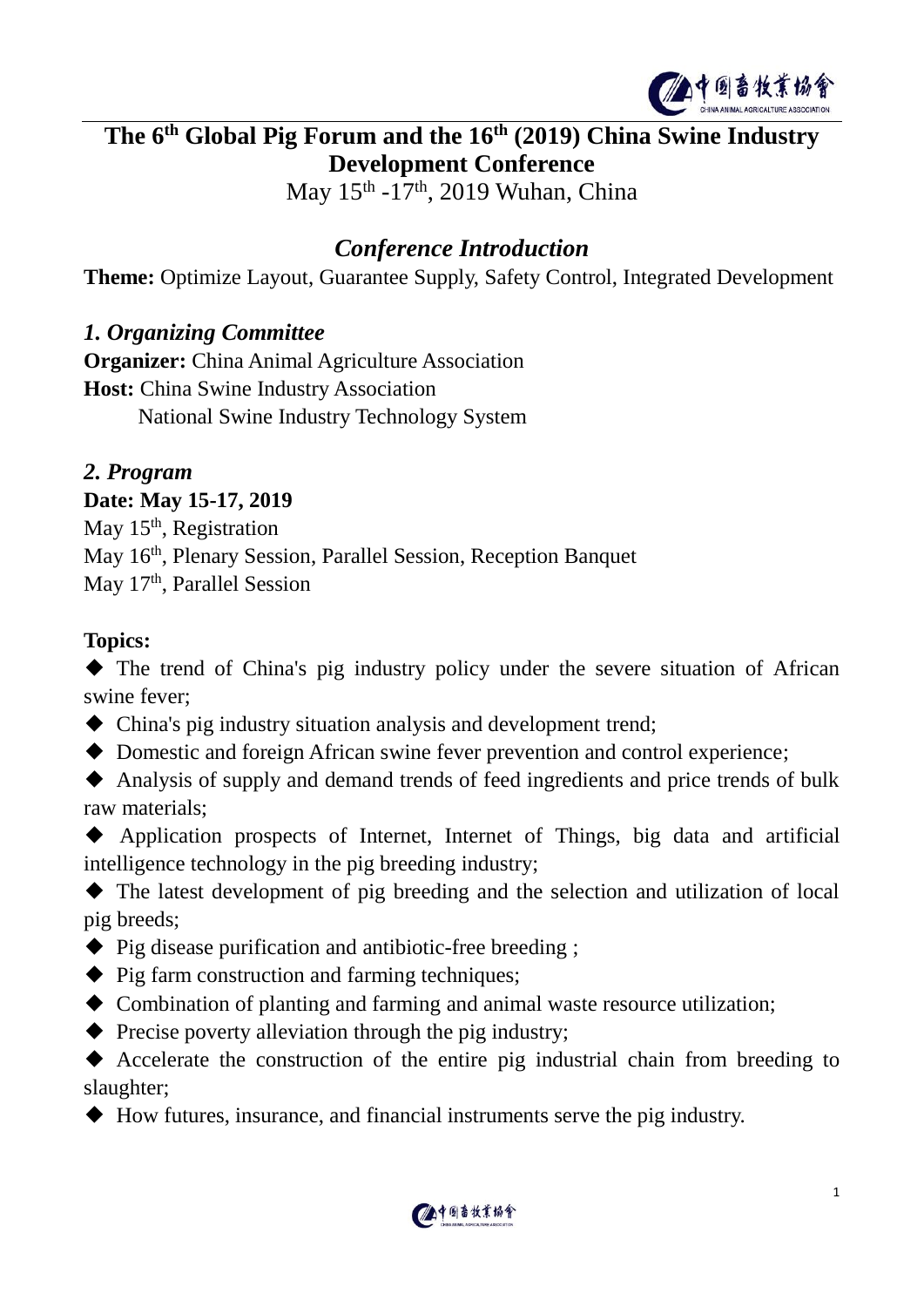# The 6th Global Pig Forum and the 16th (2019) China Swine Industry Development Conference

May 15th -17th, 2019 Wuhan, China

## *Conference Introduction*

**Theme:** Optimize Layout, Guarantee Supply, Safety Control, Integrated Development

### *1. Organizing Committee*

**Organizer:** China Animal Agriculture Association

**Host:** China Swine Industry Association

National Swine Industry Technology System

### *2. Program*

**Date: May 15-17, 2019**

May 15th, Registration

May 16th, Plenary Session, Parallel Session, Reception Banquet

May 17th, Parallel Session

**Topics:**

- ◆ The trend of China's pig industry policy under the severe situation of African swine fever;
- ◆ China's pig industry situation analysis and development trend;
- ◆ Domestic and foreign African swine fever prevention and control experience;
- ◆ Analysis of supply and demand trends of feed ingredients and price trends of bulk raw materials;
- ◆ Application prospects of Internet, Internet of Things, big data and artificial intelligence technology in the pig breeding industry;
- ◆ The latest development of pig breeding and the selection and utilization of local pig breeds;
- ◆ Pig disease purification and antibiotic-free breeding ;
- ◆ Pig farm construction and farming techniques;
- ◆ Combination of planting and farming and animal waste resource utilization;
- ◆ Precise poverty alleviation through the pig industry;
- ◆ Accelerate the construction of the entire pig industrial chain from breeding to slaughter;
- ◆ How futures, insurance, and financial instruments serve the pig industry.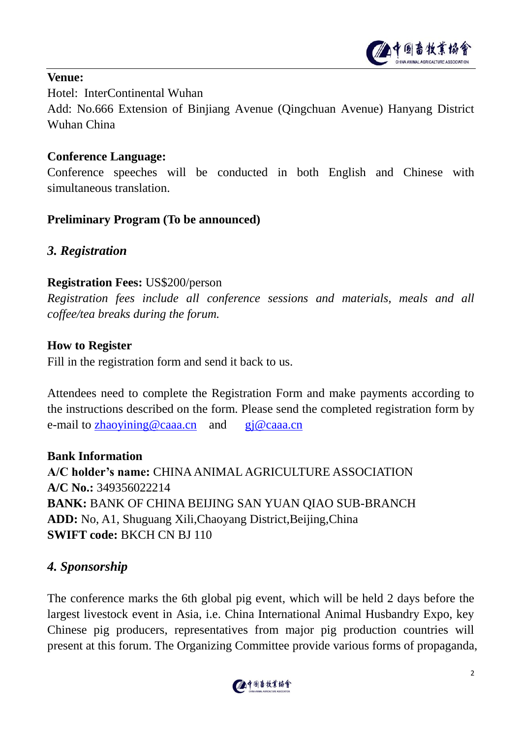**Venue:**

Hotel: InterContinental Wuhan

Add: No.666 Extension of Binjiang Avenue (Qingchuan Avenue) Hanyang District Wuhan China

**Conference Language:**

Conference speeches will be conducted in both English and Chinese with simultaneous translation.

**Preliminary Program (To be announced)**

## *3. Registration*

**Registration Fees:** US$200/person

*Registration fees include all conference sessions and materials, meals and all coffee/tea breaks during the forum.*

**How to Register**

Fill in the registration form and send it back to us.

Attendees need to complete the Registration Form and make payments according to the instructions described on the form. Please send the completed registration form by e-mail to zhaoyining@caaa.cn and gj@caaa.cn

**Bank Information**

**A/C holder's name:** CHINA ANIMAL AGRICULTURE ASSOCIATION
**A/C No.:** 349356022214
**BANK:** BANK OF CHINA BEIJING SAN YUAN QIAO SUB-BRANCH
**ADD:** No, A1, Shuguang Xili,Chaoyang District,Beijing,China
**SWIFT code:** BKCH CN BJ 110

## *4. Sponsorship*

The conference marks the 6th global pig event, which will be held 2 days before the largest livestock event in Asia, i.e. China International Animal Husbandry Expo, key Chinese pig producers, representatives from major pig production countries will present at this forum. The Organizing Committee provide various forms of propaganda,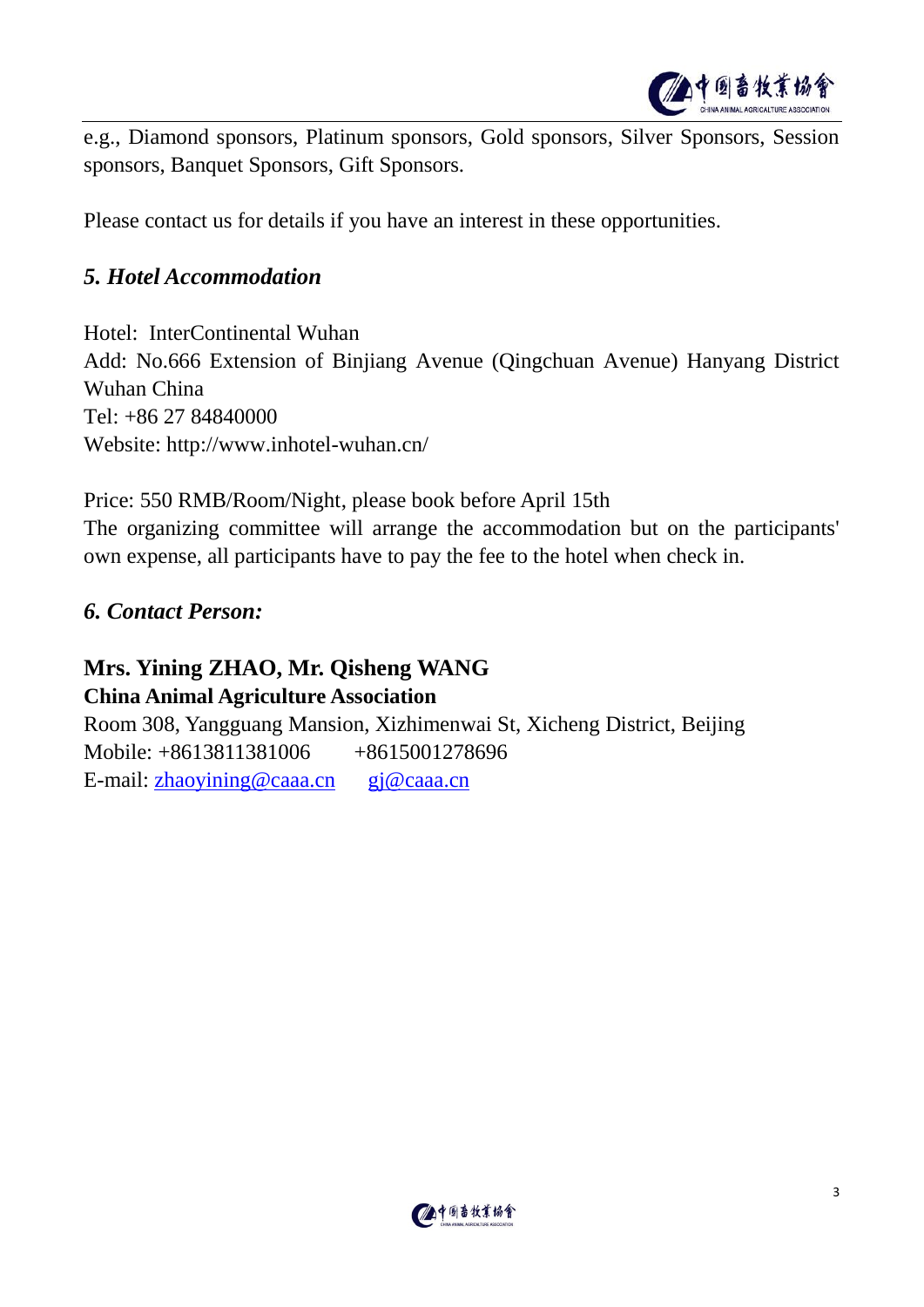e.g., Diamond sponsors, Platinum sponsors, Gold sponsors, Silver Sponsors, Session sponsors, Banquet Sponsors, Gift Sponsors.

Please contact us for details if you have an interest in these opportunities.

## *5. Hotel Accommodation*

Hotel: InterContinental Wuhan
Add: No.666 Extension of Binjiang Avenue (Qingchuan Avenue) Hanyang District Wuhan China
Tel: +86 27 84840000
Website: http://www.inhotel-wuhan.cn/

Price: 550 RMB/Room/Night, please book before April 15th
The organizing committee will arrange the accommodation but on the participants' own expense, all participants have to pay the fee to the hotel when check in.

## *6. Contact Person:*

**Mrs. Yining ZHAO, Mr. Qisheng WANG**
**China Animal Agriculture Association**
Room 308, Yangguang Mansion, Xizhimenwai St, Xicheng District, Beijing
Mobile: +8613811381006 +8615001278696
E-mail: zhaoyining@caaa.cn gj@caaa.cn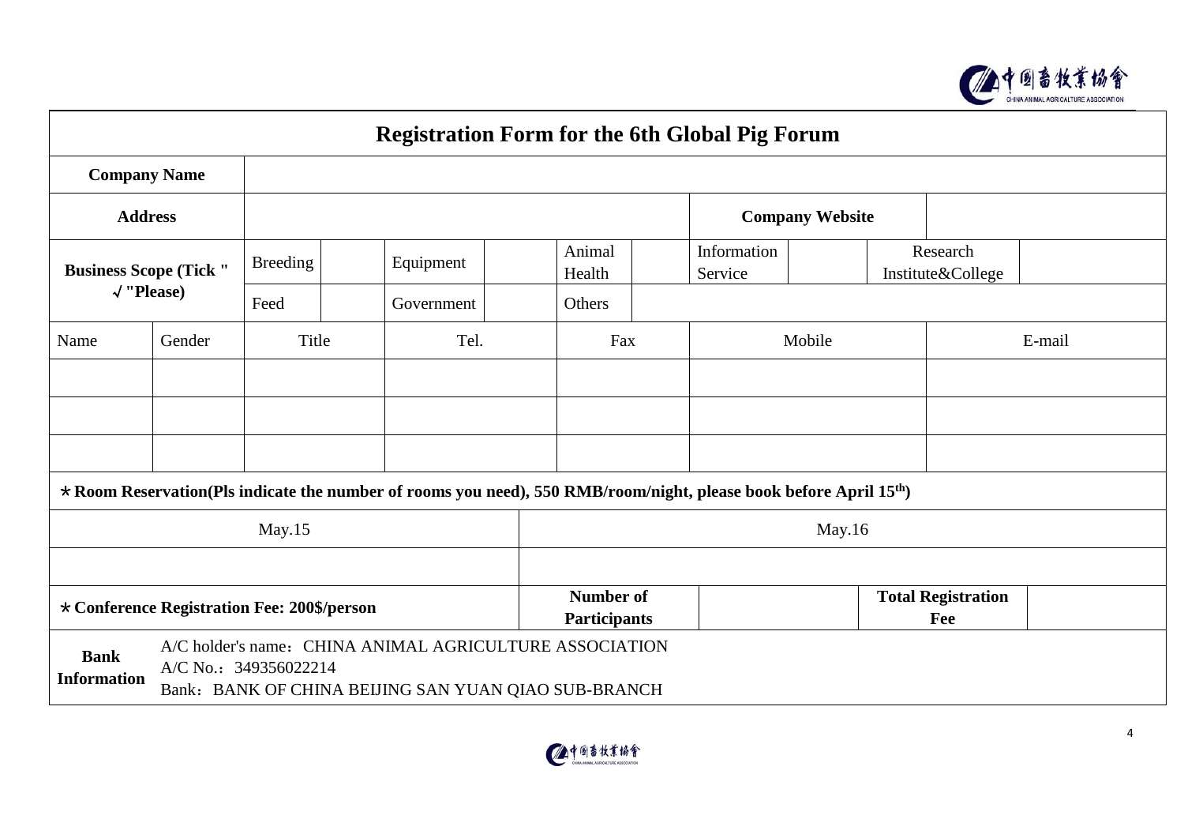# Registration Form for the 6th Global Pig Forum

| **Company Name** | | | | | | | | | | |
|---|---|---|---|---|---|---|---|---|---|---|
| **Address** | | | | | | | **Company Website** | | | |
| **Business Scope (Tick "√"Please)** | Breeding | | Equipment | | Animal Health | | Information Service | | Research Institute&College | |
| | Feed | | Government | | Others | | | | | |

| Name | Gender | Title | Tel. | Fax | Mobile | E-mail |
|---|---|---|---|---|---|---|
| | | | | | | |
| | | | | | | |
| | | | | | | |

**\*Room Reservation(Pls indicate the number of rooms you need), 550 RMB/room/night, please book before April 15th)**

| May.15 | May.16 |
|---|---|
| | |

| **\*Conference Registration Fee: 200$/person** | **Number of Participants** | | **Total Registration Fee** | |
|---|---|---|---|---|

| **Bank Information** | A/C holder's name：CHINA ANIMAL AGRICULTURE ASSOCIATION<br>A/C No.：349356022214<br>Bank：BANK OF CHINA BEIJING SAN YUAN QIAO SUB-BRANCH |
|---|---|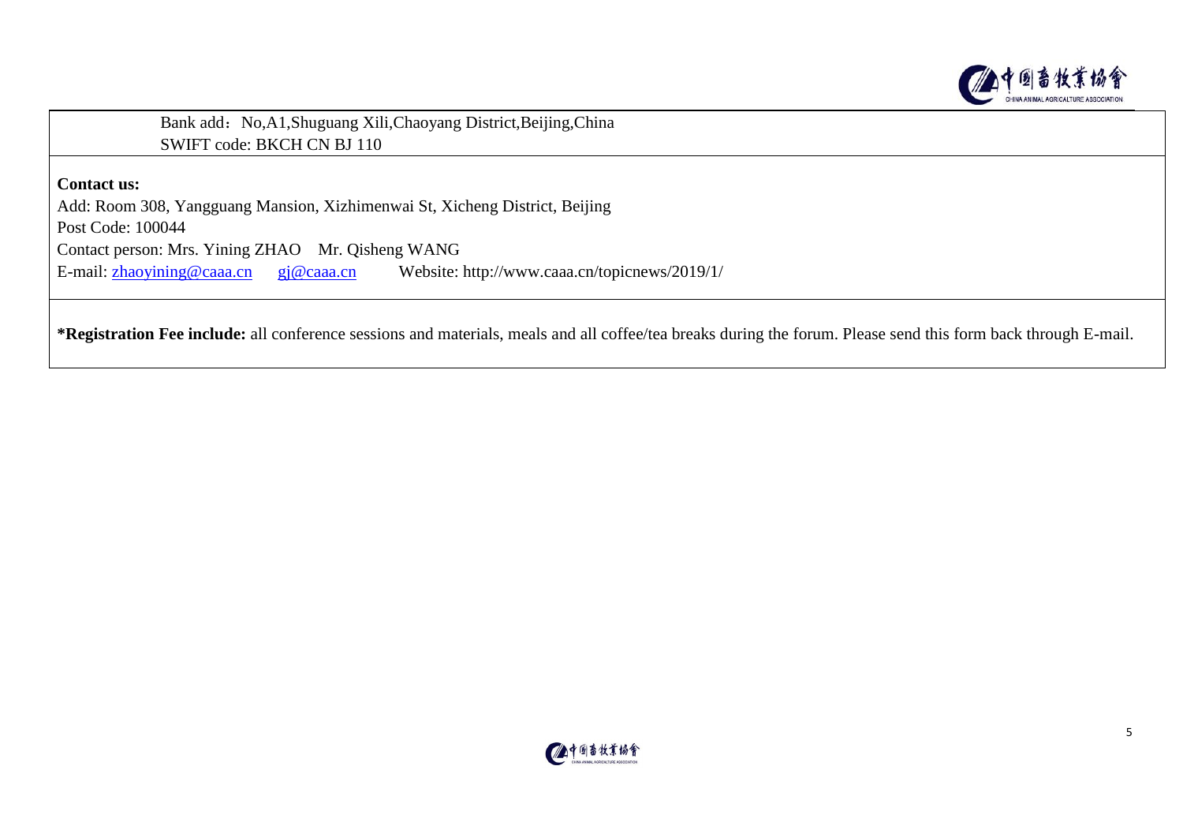Bank add：No,A1,Shuguang Xili,Chaoyang District,Beijing,China
SWIFT code: BKCH CN BJ 110

**Contact us:**

Add: Room 308, Yangguang Mansion, Xizhimenwai St, Xicheng District, Beijing
Post Code: 100044
Contact person: Mrs. Yining ZHAO Mr. Qisheng WANG
E-mail: zhaoyining@caaa.cn gj@caaa.cn Website: http://www.caaa.cn/topicnews/2019/1/

***Registration Fee include:** all conference sessions and materials, meals and all coffee/tea breaks during the forum. Please send this form back through E-mail.